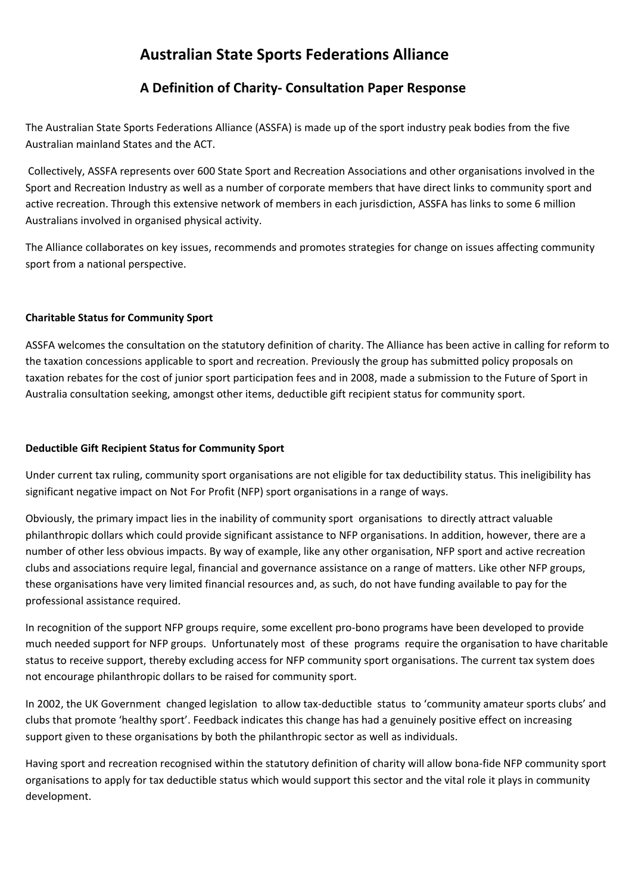# Australian State Sports Federations Alliance

## A Definition of Charity- Consultation Paper Response

The Australian State Sports Federations Alliance (ASSFA) is made up of the sport industry peak bodies from the five Australian mainland States and the ACT.

Collectively, ASSFA represents over 600 State Sport and Recreation Associations and other organisations involved in the Sport and Recreation Industry as well as a number of corporate members that have direct links to community sport and active recreation. Through this extensive network of members in each jurisdiction, ASSFA has links to some 6 million Australians involved in organised physical activity.

The Alliance collaborates on key issues, recommends and promotes strategies for change on issues affecting community sport from a national perspective.

**Charitable Status for Community Sport**

ASSFA welcomes the consultation on the statutory definition of charity. The Alliance has been active in calling for reform to the taxation concessions applicable to sport and recreation. Previously the group has submitted policy proposals on taxation rebates for the cost of junior sport participation fees and in 2008, made a submission to the Future of Sport in Australia consultation seeking, amongst other items, deductible gift recipient status for community sport.

**Deductible Gift Recipient Status for Community Sport**

Under current tax ruling, community sport organisations are not eligible for tax deductibility status. This ineligibility has significant negative impact on Not For Profit (NFP) sport organisations in a range of ways.

Obviously, the primary impact lies in the inability of community sport organisations to directly attract valuable philanthropic dollars which could provide significant assistance to NFP organisations. In addition, however, there are a number of other less obvious impacts. By way of example, like any other organisation, NFP sport and active recreation clubs and associations require legal, financial and governance assistance on a range of matters. Like other NFP groups, these organisations have very limited financial resources and, as such, do not have funding available to pay for the professional assistance required.

In recognition of the support NFP groups require, some excellent pro-bono programs have been developed to provide much needed support for NFP groups. Unfortunately most of these programs require the organisation to have charitable status to receive support, thereby excluding access for NFP community sport organisations. The current tax system does not encourage philanthropic dollars to be raised for community sport.

In 2002, the UK Government changed legislation to allow tax-deductible status to 'community amateur sports clubs' and clubs that promote 'healthy sport'. Feedback indicates this change has had a genuinely positive effect on increasing support given to these organisations by both the philanthropic sector as well as individuals.

Having sport and recreation recognised within the statutory definition of charity will allow bona-fide NFP community sport organisations to apply for tax deductible status which would support this sector and the vital role it plays in community development.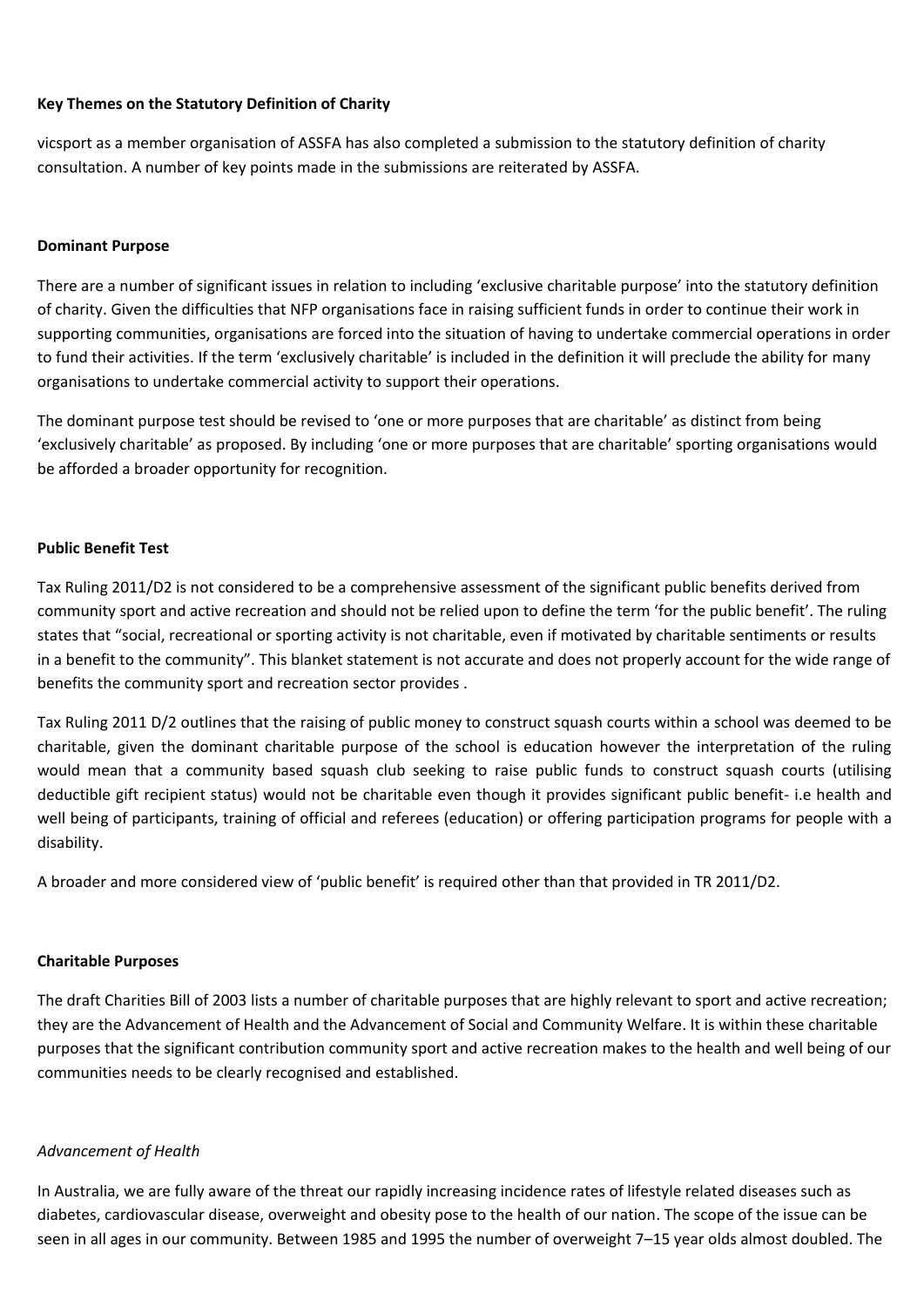**Key Themes on the Statutory Definition of Charity**

vicsport as a member organisation of ASSFA has also completed a submission to the statutory definition of charity consultation. A number of key points made in the submissions are reiterated by ASSFA.

**Dominant Purpose**

There are a number of significant issues in relation to including 'exclusive charitable purpose' into the statutory definition of charity. Given the difficulties that NFP organisations face in raising sufficient funds in order to continue their work in supporting communities, organisations are forced into the situation of having to undertake commercial operations in order to fund their activities. If the term 'exclusively charitable' is included in the definition it will preclude the ability for many organisations to undertake commercial activity to support their operations.

The dominant purpose test should be revised to 'one or more purposes that are charitable' as distinct from being 'exclusively charitable' as proposed. By including 'one or more purposes that are charitable' sporting organisations would be afforded a broader opportunity for recognition.

**Public Benefit Test**

Tax Ruling 2011/D2 is not considered to be a comprehensive assessment of the significant public benefits derived from community sport and active recreation and should not be relied upon to define the term 'for the public benefit'. The ruling states that "social, recreational or sporting activity is not charitable, even if motivated by charitable sentiments or results in a benefit to the community". This blanket statement is not accurate and does not properly account for the wide range of benefits the community sport and recreation sector provides .

Tax Ruling 2011 D/2 outlines that the raising of public money to construct squash courts within a school was deemed to be charitable, given the dominant charitable purpose of the school is education however the interpretation of the ruling would mean that a community based squash club seeking to raise public funds to construct squash courts (utilising deductible gift recipient status) would not be charitable even though it provides significant public benefit- i.e health and well being of participants, training of official and referees (education) or offering participation programs for people with a disability.

A broader and more considered view of 'public benefit' is required other than that provided in TR 2011/D2.

**Charitable Purposes**

The draft Charities Bill of 2003 lists a number of charitable purposes that are highly relevant to sport and active recreation; they are the Advancement of Health and the Advancement of Social and Community Welfare. It is within these charitable purposes that the significant contribution community sport and active recreation makes to the health and well being of our communities needs to be clearly recognised and established.

*Advancement of Health*

In Australia, we are fully aware of the threat our rapidly increasing incidence rates of lifestyle related diseases such as diabetes, cardiovascular disease, overweight and obesity pose to the health of our nation. The scope of the issue can be seen in all ages in our community. Between 1985 and 1995 the number of overweight 7–15 year olds almost doubled. The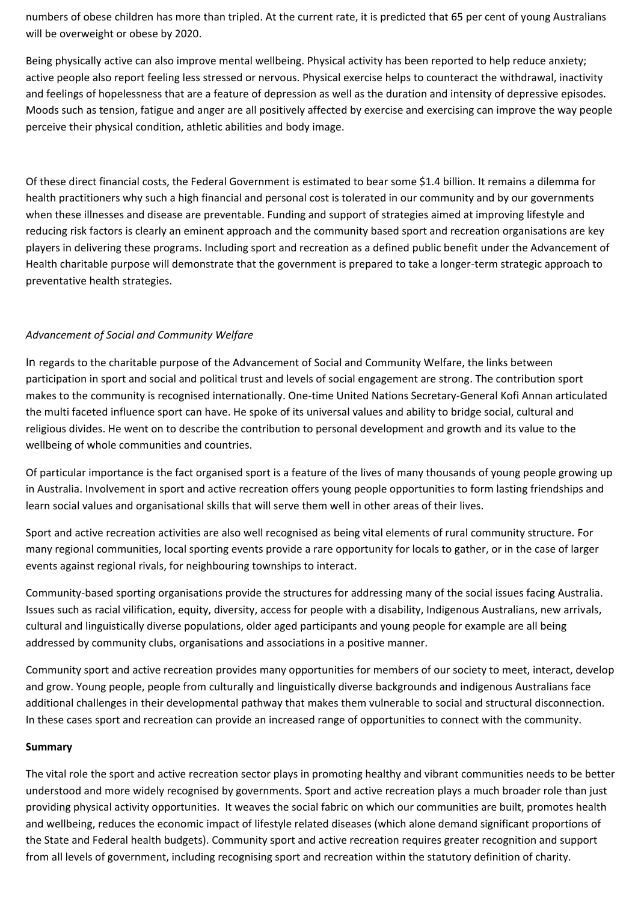numbers of obese children has more than tripled. At the current rate, it is predicted that 65 per cent of young Australians will be overweight or obese by 2020.

Being physically active can also improve mental wellbeing. Physical activity has been reported to help reduce anxiety; active people also report feeling less stressed or nervous. Physical exercise helps to counteract the withdrawal, inactivity and feelings of hopelessness that are a feature of depression as well as the duration and intensity of depressive episodes. Moods such as tension, fatigue and anger are all positively affected by exercise and exercising can improve the way people perceive their physical condition, athletic abilities and body image.

Of these direct financial costs, the Federal Government is estimated to bear some $1.4 billion. It remains a dilemma for health practitioners why such a high financial and personal cost is tolerated in our community and by our governments when these illnesses and disease are preventable. Funding and support of strategies aimed at improving lifestyle and reducing risk factors is clearly an eminent approach and the community based sport and recreation organisations are key players in delivering these programs. Including sport and recreation as a defined public benefit under the Advancement of Health charitable purpose will demonstrate that the government is prepared to take a longer-term strategic approach to preventative health strategies.

*Advancement of Social and Community Welfare*

In regards to the charitable purpose of the Advancement of Social and Community Welfare, the links between participation in sport and social and political trust and levels of social engagement are strong. The contribution sport makes to the community is recognised internationally. One-time United Nations Secretary-General Kofi Annan articulated the multi faceted influence sport can have. He spoke of its universal values and ability to bridge social, cultural and religious divides. He went on to describe the contribution to personal development and growth and its value to the wellbeing of whole communities and countries.

Of particular importance is the fact organised sport is a feature of the lives of many thousands of young people growing up in Australia. Involvement in sport and active recreation offers young people opportunities to form lasting friendships and learn social values and organisational skills that will serve them well in other areas of their lives.

Sport and active recreation activities are also well recognised as being vital elements of rural community structure. For many regional communities, local sporting events provide a rare opportunity for locals to gather, or in the case of larger events against regional rivals, for neighbouring townships to interact.

Community-based sporting organisations provide the structures for addressing many of the social issues facing Australia. Issues such as racial vilification, equity, diversity, access for people with a disability, Indigenous Australians, new arrivals, cultural and linguistically diverse populations, older aged participants and young people for example are all being addressed by community clubs, organisations and associations in a positive manner.

Community sport and active recreation provides many opportunities for members of our society to meet, interact, develop and grow. Young people, people from culturally and linguistically diverse backgrounds and indigenous Australians face additional challenges in their developmental pathway that makes them vulnerable to social and structural disconnection. In these cases sport and recreation can provide an increased range of opportunities to connect with the community.

**Summary**

The vital role the sport and active recreation sector plays in promoting healthy and vibrant communities needs to be better understood and more widely recognised by governments. Sport and active recreation plays a much broader role than just providing physical activity opportunities. It weaves the social fabric on which our communities are built, promotes health and wellbeing, reduces the economic impact of lifestyle related diseases (which alone demand significant proportions of the State and Federal health budgets). Community sport and active recreation requires greater recognition and support from all levels of government, including recognising sport and recreation within the statutory definition of charity.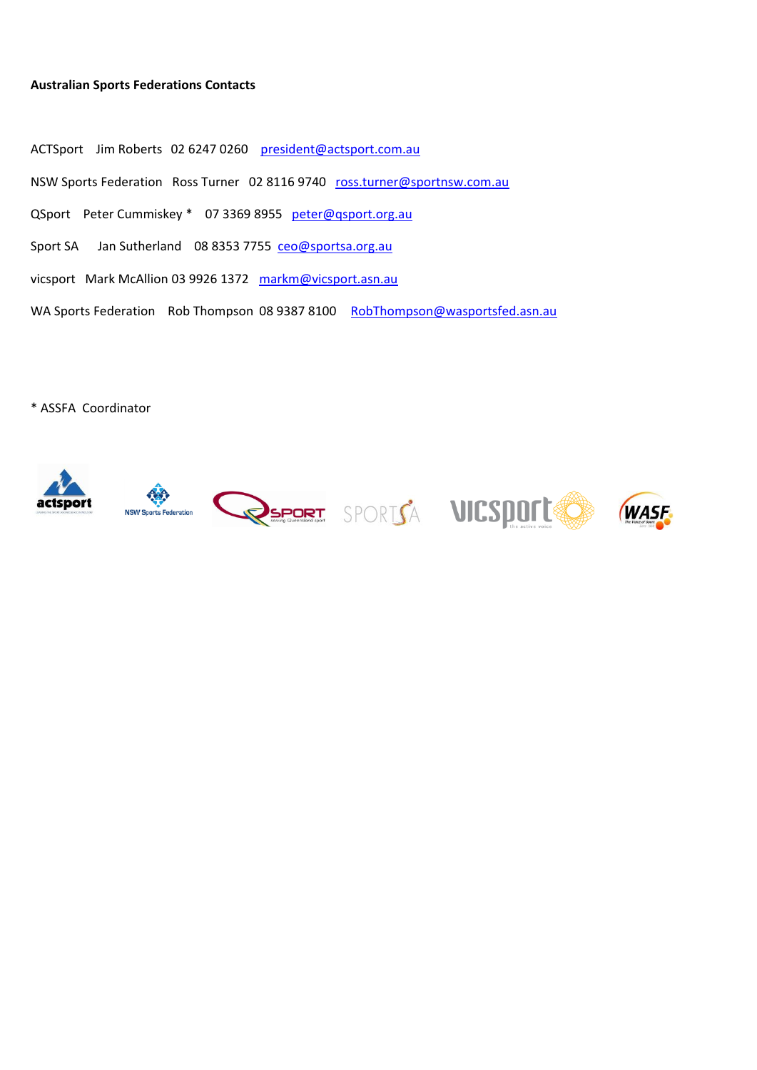**Australian Sports Federations Contacts**

ACTSport Jim Roberts 02 6247 0260 president@actsport.com.au

NSW Sports Federation Ross Turner 02 8116 9740 ross.turner@sportnsw.com.au

QSport Peter Cummiskey * 07 3369 8955 peter@qsport.org.au

Sport SA Jan Sutherland 08 8353 7755 ceo@sportsa.org.au

vicsport Mark McAllion 03 9926 1372 markm@vicsport.asn.au

WA Sports Federation Rob Thompson 08 9387 8100 RobThompson@wasportsfed.asn.au

\* ASSFA Coordinator